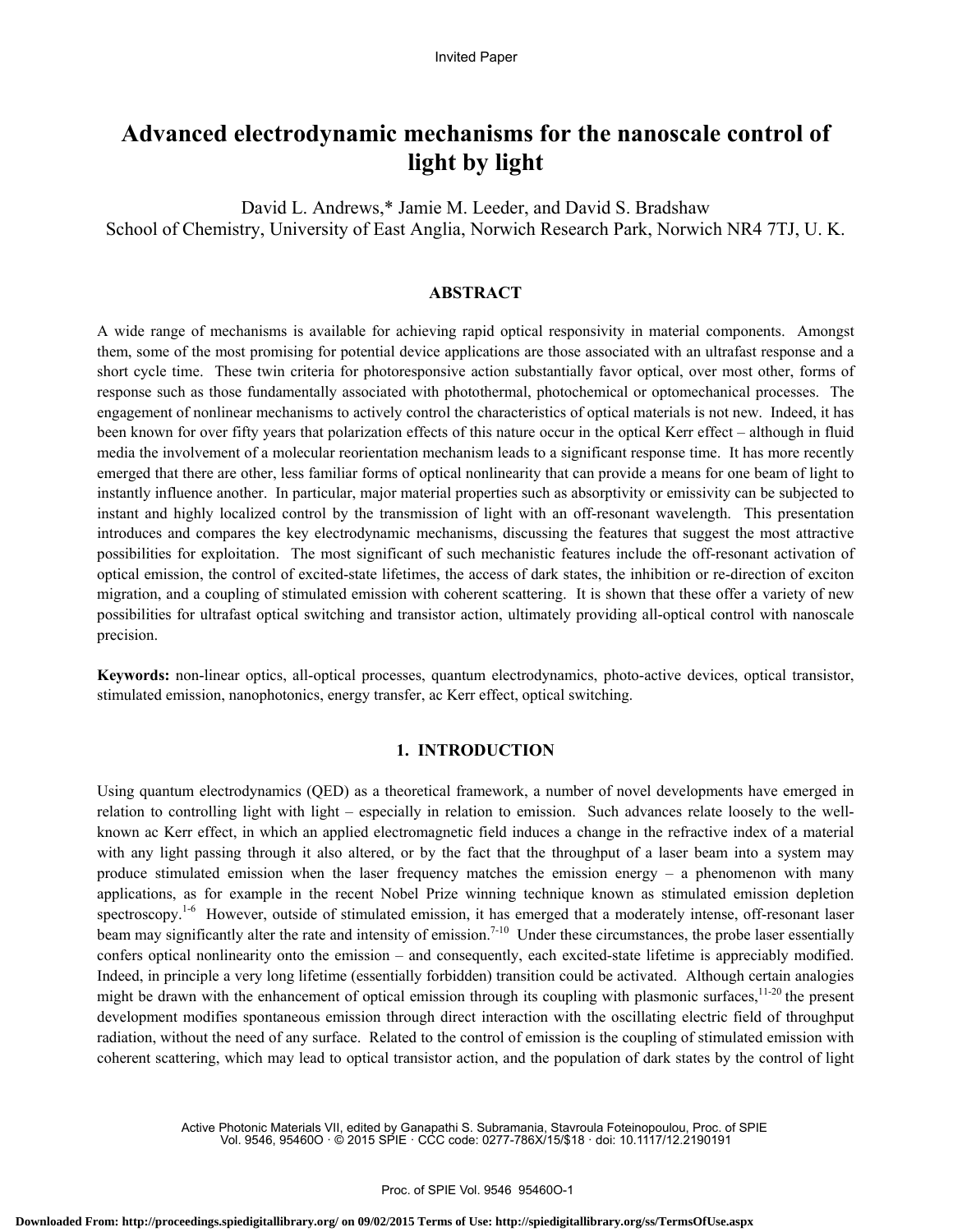Invited Paper

# Advanced electrodynamic mechanisms for the nanoscale control of light by light

David L. Andrews,* Jamie M. Leeder, and David S. Bradshaw
School of Chemistry, University of East Anglia, Norwich Research Park, Norwich NR4 7TJ, U. K.

## ABSTRACT

A wide range of mechanisms is available for achieving rapid optical responsivity in material components. Amongst them, some of the most promising for potential device applications are those associated with an ultrafast response and a short cycle time. These twin criteria for photoresponsive action substantially favor optical, over most other, forms of response such as those fundamentally associated with photothermal, photochemical or optomechanical processes. The engagement of nonlinear mechanisms to actively control the characteristics of optical materials is not new. Indeed, it has been known for over fifty years that polarization effects of this nature occur in the optical Kerr effect – although in fluid media the involvement of a molecular reorientation mechanism leads to a significant response time. It has more recently emerged that there are other, less familiar forms of optical nonlinearity that can provide a means for one beam of light to instantly influence another. In particular, major material properties such as absorptivity or emissivity can be subjected to instant and highly localized control by the transmission of light with an off-resonant wavelength. This presentation introduces and compares the key electrodynamic mechanisms, discussing the features that suggest the most attractive possibilities for exploitation. The most significant of such mechanistic features include the off-resonant activation of optical emission, the control of excited-state lifetimes, the access of dark states, the inhibition or re-direction of exciton migration, and a coupling of stimulated emission with coherent scattering. It is shown that these offer a variety of new possibilities for ultrafast optical switching and transistor action, ultimately providing all-optical control with nanoscale precision.

**Keywords:** non-linear optics, all-optical processes, quantum electrodynamics, photo-active devices, optical transistor, stimulated emission, nanophotonics, energy transfer, ac Kerr effect, optical switching.

## 1. INTRODUCTION

Using quantum electrodynamics (QED) as a theoretical framework, a number of novel developments have emerged in relation to controlling light with light – especially in relation to emission. Such advances relate loosely to the well-known ac Kerr effect, in which an applied electromagnetic field induces a change in the refractive index of a material with any light passing through it also altered, or by the fact that the throughput of a laser beam into a system may produce stimulated emission when the laser frequency matches the emission energy – a phenomenon with many applications, as for example in the recent Nobel Prize winning technique known as stimulated emission depletion spectroscopy.[1-6] However, outside of stimulated emission, it has emerged that a moderately intense, off-resonant laser beam may significantly alter the rate and intensity of emission.[7-10] Under these circumstances, the probe laser essentially confers optical nonlinearity onto the emission – and consequently, each excited-state lifetime is appreciably modified. Indeed, in principle a very long lifetime (essentially forbidden) transition could be activated. Although certain analogies might be drawn with the enhancement of optical emission through its coupling with plasmonic surfaces,[11-20] the present development modifies spontaneous emission through direct interaction with the oscillating electric field of throughput radiation, without the need of any surface. Related to the control of emission is the coupling of stimulated emission with coherent scattering, which may lead to optical transistor action, and the population of dark states by the control of light

Active Photonic Materials VII, edited by Ganapathi S. Subramania, Stavroula Foteinopoulou, Proc. of SPIE Vol. 9546, 95460O · © 2015 SPIE · CCC code: 0277-786X/15/$18 · doi: 10.1117/12.2190191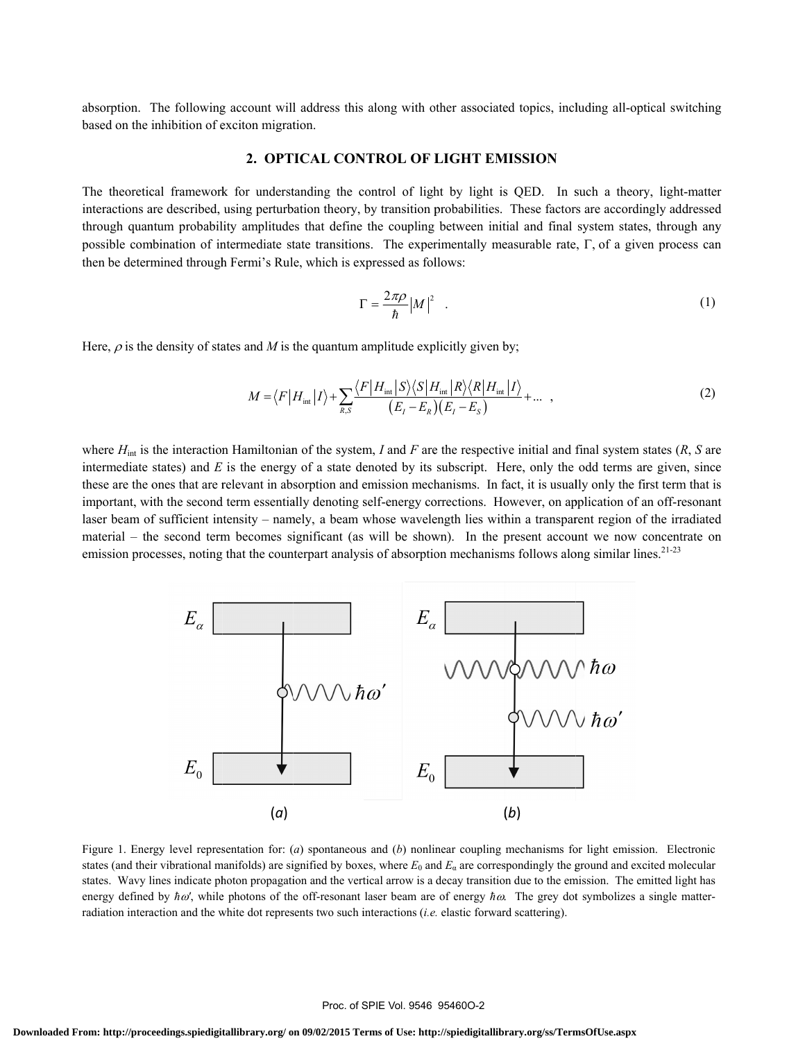absorption. The following account will address this along with other associated topics, including all-optical switching based on the inhibition of exciton migration.

## 2. OPTICAL CONTROL OF LIGHT EMISSION

The theoretical framework for understanding the control of light by light is QED. In such a theory, light-matter interactions are described, using perturbation theory, by transition probabilities. These factors are accordingly addressed through quantum probability amplitudes that define the coupling between initial and final system states, through any possible combination of intermediate state transitions. The experimentally measurable rate, $\Gamma$, of a given process can then be determined through Fermi's Rule, which is expressed as follows:

$$\Gamma = \frac{2\pi\rho}{\hbar}|M|^2 \quad . \tag{1}$$

Here, $\rho$ is the density of states and $M$ is the quantum amplitude explicitly given by;

$$M = \langle F|H_{\text{int}}|I\rangle + \sum_{R,S} \frac{\langle F|H_{\text{int}}|S\rangle\langle S|H_{\text{int}}|R\rangle\langle R|H_{\text{int}}|I\rangle}{(E_I - E_R)(E_I - E_S)} + \ldots \quad , \tag{2}$$

where $H_{\text{int}}$ is the interaction Hamiltonian of the system, $I$ and $F$ are the respective initial and final system states ($R$, $S$ are intermediate states) and $E$ is the energy of a state denoted by its subscript. Here, only the odd terms are given, since these are the ones that are relevant in absorption and emission mechanisms. In fact, it is usually only the first term that is important, with the second term essentially denoting self-energy corrections. However, on application of an off-resonant laser beam of sufficient intensity – namely, a beam whose wavelength lies within a transparent region of the irradiated material – the second term becomes significant (as will be shown). In the present account we now concentrate on emission processes, noting that the counterpart analysis of absorption mechanisms follows along similar lines.[21-23]

Figure 1. Energy level representation for: (*a*) spontaneous and (*b*) nonlinear coupling mechanisms for light emission. Electronic states (and their vibrational manifolds) are signified by boxes, where $E_0$ and $E_\alpha$ are correspondingly the ground and excited molecular states. Wavy lines indicate photon propagation and the vertical arrow is a decay transition due to the emission. The emitted light has energy defined by $\hbar\omega'$, while photons of the off-resonant laser beam are of energy $\hbar\omega$. The grey dot symbolizes a single matter-radiation interaction and the white dot represents two such interactions (*i.e.* elastic forward scattering).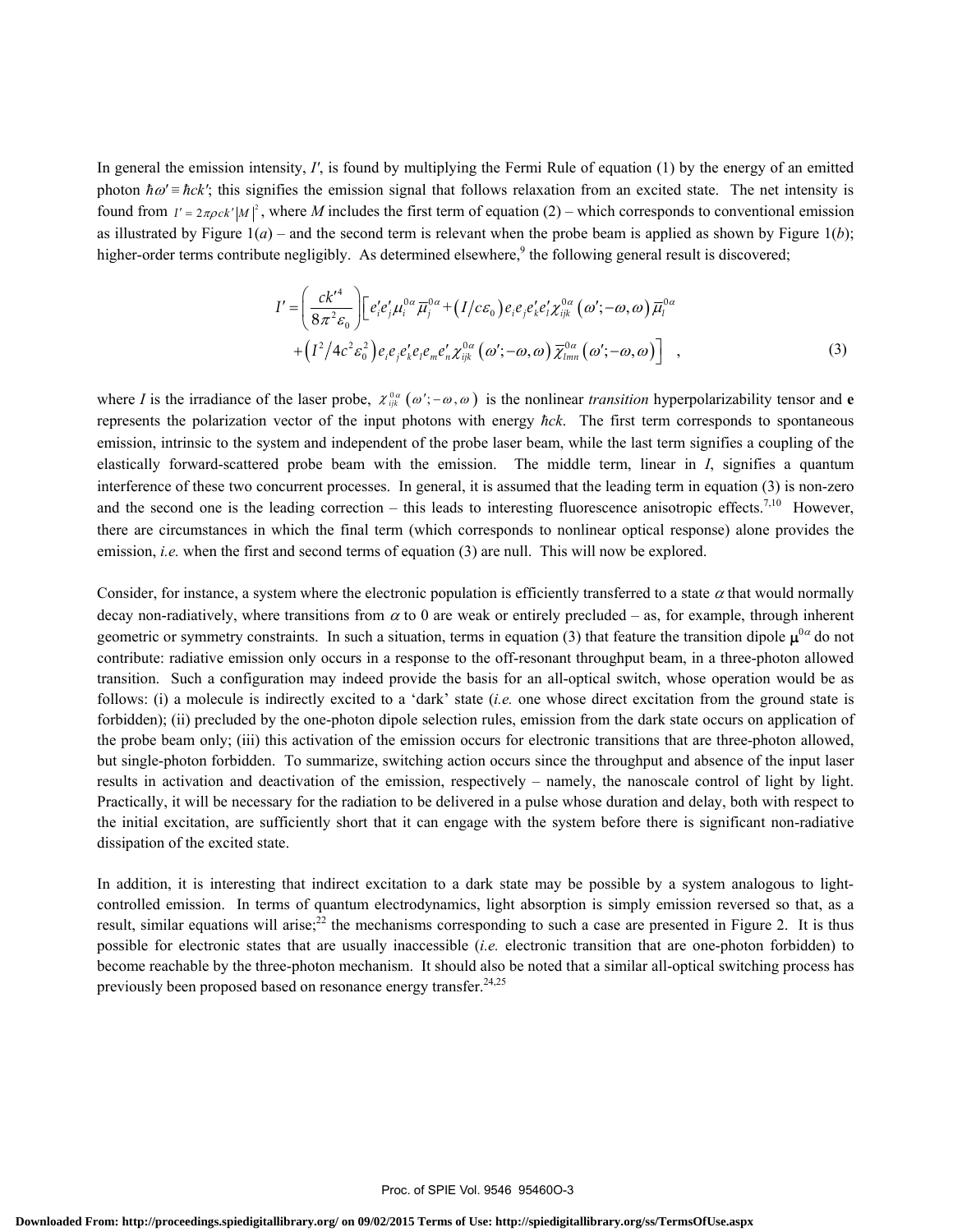In general the emission intensity, $I'$, is found by multiplying the Fermi Rule of equation (1) by the energy of an emitted photon $\hbar\omega' \equiv \hbar ck'$; this signifies the emission signal that follows relaxation from an excited state. The net intensity is found from $I' = 2\pi\rho ck'|M|^2$, where $M$ includes the first term of equation (2) – which corresponds to conventional emission as illustrated by Figure 1(*a*) – and the second term is relevant when the probe beam is applied as shown by Figure 1(*b*); higher-order terms contribute negligibly. As determined elsewhere,[9] the following general result is discovered;

$$I' = \left(\frac{ck'^4}{8\pi^2\varepsilon_0}\right)\Big[e'_i e'_j \mu_i^{0\alpha}\bar{\mu}_j^{0\alpha} + \left(I/c\varepsilon_0\right)e_i e_j e'_k e'_l \chi_{ijk}^{0\alpha}\left(\omega';-\omega,\omega\right)\bar{\mu}_l^{0\alpha}$$
$$+\left(I^2/4c^2\varepsilon_0^2\right)e_i e_j e'_k e_l e_m e'_n \chi_{ijk}^{0\alpha}\left(\omega';-\omega,\omega\right)\bar{\chi}_{lmn}^{0\alpha}\left(\omega';-\omega,\omega\right)\Big] \quad , \tag{3}$$

where $I$ is the irradiance of the laser probe, $\chi_{ijk}^{0\alpha}\left(\omega';-\omega,\omega\right)$ is the nonlinear *transition* hyperpolarizability tensor and **e** represents the polarization vector of the input photons with energy $\hbar ck$. The first term corresponds to spontaneous emission, intrinsic to the system and independent of the probe laser beam, while the last term signifies a coupling of the elastically forward-scattered probe beam with the emission. The middle term, linear in $I$, signifies a quantum interference of these two concurrent processes. In general, it is assumed that the leading term in equation (3) is non-zero and the second one is the leading correction – this leads to interesting fluorescence anisotropic effects.[7,10] However, there are circumstances in which the final term (which corresponds to nonlinear optical response) alone provides the emission, *i.e.* when the first and second terms of equation (3) are null. This will now be explored.

Consider, for instance, a system where the electronic population is efficiently transferred to a state $\alpha$ that would normally decay non-radiatively, where transitions from $\alpha$ to 0 are weak or entirely precluded – as, for example, through inherent geometric or symmetry constraints. In such a situation, terms in equation (3) that feature the transition dipole $\boldsymbol{\mu}^{0\alpha}$ do not contribute: radiative emission only occurs in a response to the off-resonant throughput beam, in a three-photon allowed transition. Such a configuration may indeed provide the basis for an all-optical switch, whose operation would be as follows: (i) a molecule is indirectly excited to a 'dark' state (*i.e.* one whose direct excitation from the ground state is forbidden); (ii) precluded by the one-photon dipole selection rules, emission from the dark state occurs on application of the probe beam only; (iii) this activation of the emission occurs for electronic transitions that are three-photon allowed, but single-photon forbidden. To summarize, switching action occurs since the throughput and absence of the input laser results in activation and deactivation of the emission, respectively – namely, the nanoscale control of light by light. Practically, it will be necessary for the radiation to be delivered in a pulse whose duration and delay, both with respect to the initial excitation, are sufficiently short that it can engage with the system before there is significant non-radiative dissipation of the excited state.

In addition, it is interesting that indirect excitation to a dark state may be possible by a system analogous to light-controlled emission. In terms of quantum electrodynamics, light absorption is simply emission reversed so that, as a result, similar equations will arise;[22] the mechanisms corresponding to such a case are presented in Figure 2. It is thus possible for electronic states that are usually inaccessible (*i.e.* electronic transition that are one-photon forbidden) to become reachable by the three-photon mechanism. It should also be noted that a similar all-optical switching process has previously been proposed based on resonance energy transfer.[24,25]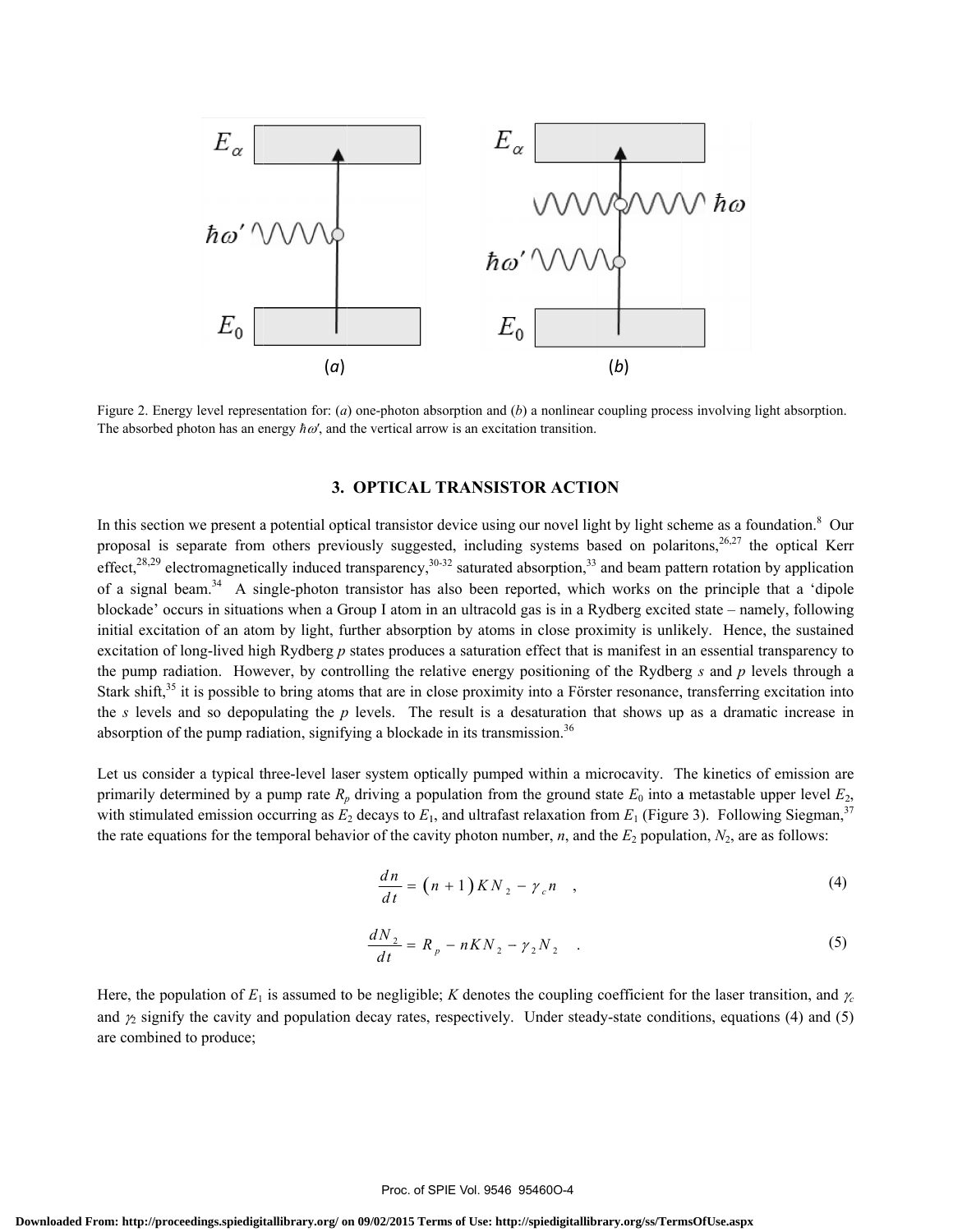Figure 2. Energy level representation for: (*a*) one-photon absorption and (*b*) a nonlinear coupling process involving light absorption. The absorbed photon has an energy $\hbar\omega'$, and the vertical arrow is an excitation transition.

## 3. OPTICAL TRANSISTOR ACTION

In this section we present a potential optical transistor device using our novel light by light scheme as a foundation.[8] Our proposal is separate from others previously suggested, including systems based on polaritons,[26,27] the optical Kerr effect,[28,29] electromagnetically induced transparency,[30-32] saturated absorption,[33] and beam pattern rotation by application of a signal beam.[34] A single-photon transistor has also been reported, which works on the principle that a 'dipole blockade' occurs in situations when a Group I atom in an ultracold gas is in a Rydberg excited state – namely, following initial excitation of an atom by light, further absorption by atoms in close proximity is unlikely. Hence, the sustained excitation of long-lived high Rydberg *p* states produces a saturation effect that is manifest in an essential transparency to the pump radiation. However, by controlling the relative energy positioning of the Rydberg *s* and *p* levels through a Stark shift,[35] it is possible to bring atoms that are in close proximity into a Förster resonance, transferring excitation into the *s* levels and so depopulating the *p* levels. The result is a desaturation that shows up as a dramatic increase in absorption of the pump radiation, signifying a blockade in its transmission.[36]

Let us consider a typical three-level laser system optically pumped within a microcavity. The kinetics of emission are primarily determined by a pump rate $R_p$ driving a population from the ground state $E_0$ into a metastable upper level $E_2$, with stimulated emission occurring as $E_2$ decays to $E_1$, and ultrafast relaxation from $E_1$ (Figure 3). Following Siegman,[37] the rate equations for the temporal behavior of the cavity photon number, $n$, and the $E_2$ population, $N_2$, are as follows:

$$\frac{dn}{dt} = (n+1)KN_2 - \gamma_c n \quad , \tag{4}$$

$$\frac{dN_2}{dt} = R_p - nKN_2 - \gamma_2 N_2 \quad . \tag{5}$$

Here, the population of $E_1$ is assumed to be negligible; $K$ denotes the coupling coefficient for the laser transition, and $\gamma_c$ and $\gamma_2$ signify the cavity and population decay rates, respectively. Under steady-state conditions, equations (4) and (5) are combined to produce;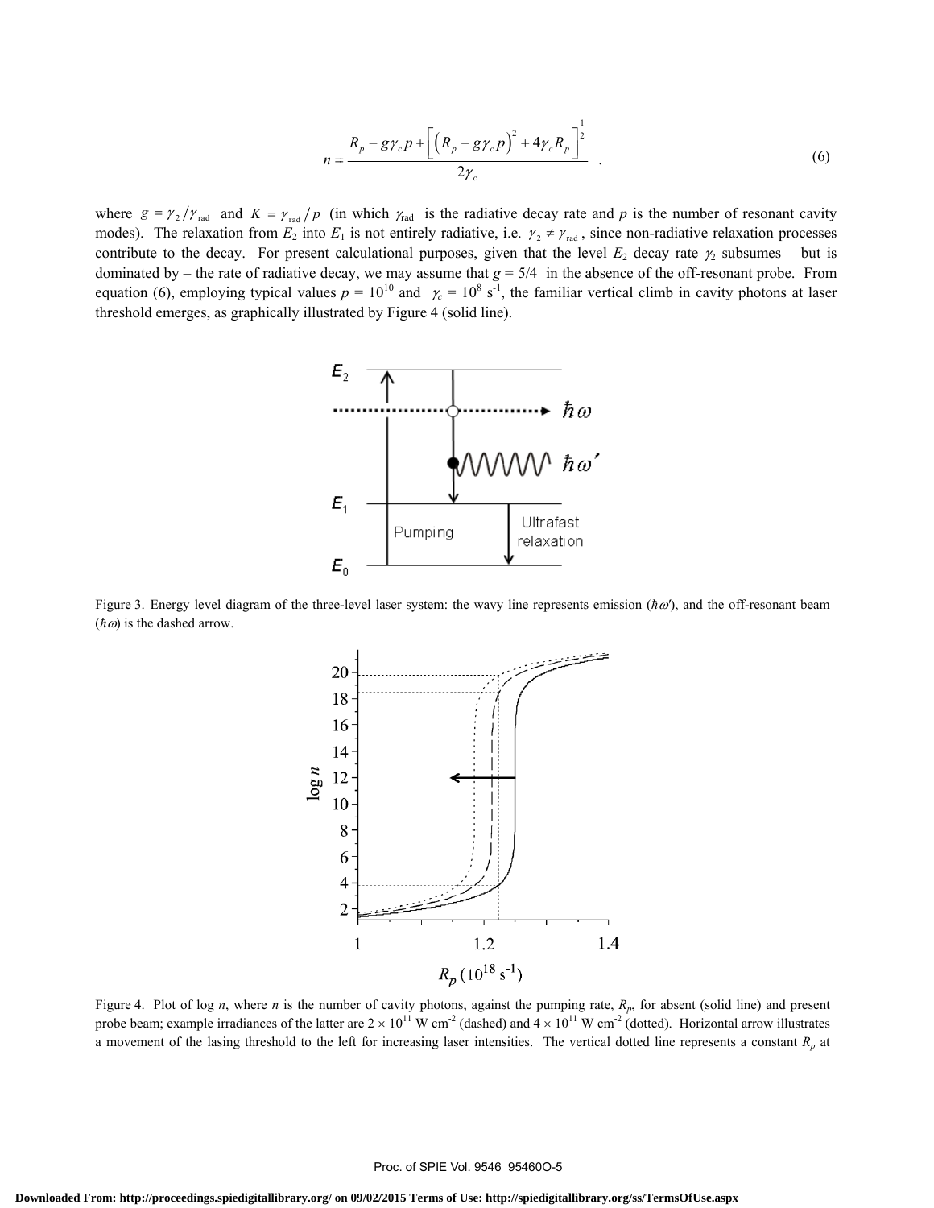$$n = \frac{R_p - g\gamma_c p + \left[\left(R_p - g\gamma_c p\right)^2 + 4\gamma_c R_p\right]^{\frac{1}{2}}}{2\gamma_c} \quad . \tag{6}$$

where $g = \gamma_2 / \gamma_{\text{rad}}$ and $K = \gamma_{\text{rad}} / p$ (in which $\gamma_{\text{rad}}$ is the radiative decay rate and $p$ is the number of resonant cavity modes). The relaxation from $E_2$ into $E_1$ is not entirely radiative, i.e. $\gamma_2 \neq \gamma_{\text{rad}}$, since non-radiative relaxation processes contribute to the decay. For present calculational purposes, given that the level $E_2$ decay rate $\gamma_2$ subsumes – but is dominated by – the rate of radiative decay, we may assume that $g = 5/4$ in the absence of the off-resonant probe. From equation (6), employing typical values $p = 10^{10}$ and $\gamma_c = 10^8$ s$^{-1}$, the familiar vertical climb in cavity photons at laser threshold emerges, as graphically illustrated by Figure 4 (solid line).

Figure 3. Energy level diagram of the three-level laser system: the wavy line represents emission ($\hbar\omega'$), and the off-resonant beam ($\hbar\omega$) is the dashed arrow.

Figure 4. Plot of log $n$, where $n$ is the number of cavity photons, against the pumping rate, $R_p$, for absent (solid line) and present probe beam; example irradiances of the latter are $2 \times 10^{11}$ W cm$^{-2}$ (dashed) and $4 \times 10^{11}$ W cm$^{-2}$ (dotted). Horizontal arrow illustrates a movement of the lasing threshold to the left for increasing laser intensities. The vertical dotted line represents a constant $R_p$ at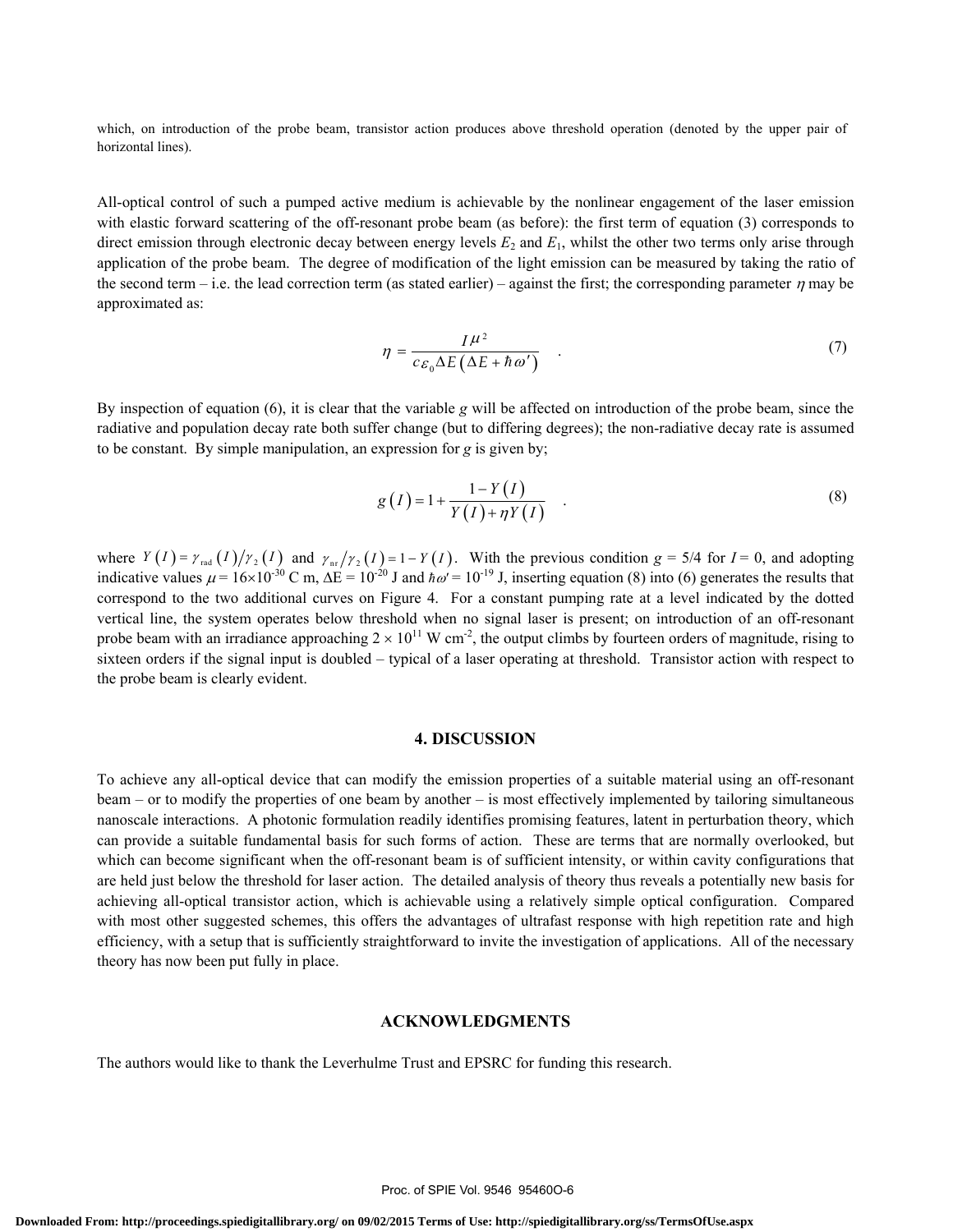which, on introduction of the probe beam, transistor action produces above threshold operation (denoted by the upper pair of horizontal lines).

All-optical control of such a pumped active medium is achievable by the nonlinear engagement of the laser emission with elastic forward scattering of the off-resonant probe beam (as before): the first term of equation (3) corresponds to direct emission through electronic decay between energy levels $E_2$ and $E_1$, whilst the other two terms only arise through application of the probe beam. The degree of modification of the light emission can be measured by taking the ratio of the second term – i.e. the lead correction term (as stated earlier) – against the first; the corresponding parameter $\eta$ may be approximated as:

$$\eta = \frac{I\mu^2}{c\varepsilon_0 \Delta E\left(\Delta E + \hbar\omega'\right)} \quad . \tag{7}$$

By inspection of equation (6), it is clear that the variable $g$ will be affected on introduction of the probe beam, since the radiative and population decay rate both suffer change (but to differing degrees); the non-radiative decay rate is assumed to be constant. By simple manipulation, an expression for $g$ is given by;

$$g\left(I\right) = 1 + \frac{1 - Y\left(I\right)}{Y\left(I\right) + \eta Y\left(I\right)} \quad . \tag{8}$$

where $Y\left(I\right) = \gamma_{\text{rad}}\left(I\right)/\gamma_2\left(I\right)$ and $\gamma_{\text{nr}}/\gamma_2\left(I\right) = 1 - Y\left(I\right)$. With the previous condition $g$ = 5/4 for $I$ = 0, and adopting indicative values $\mu = 16\times10^{-30}$ C m, $\Delta E = 10^{-20}$ J and $\hbar\omega' = 10^{-19}$ J, inserting equation (8) into (6) generates the results that correspond to the two additional curves on Figure 4. For a constant pumping rate at a level indicated by the dotted vertical line, the system operates below threshold when no signal laser is present; on introduction of an off-resonant probe beam with an irradiance approaching $2 \times 10^{11}$ W cm$^{-2}$, the output climbs by fourteen orders of magnitude, rising to sixteen orders if the signal input is doubled – typical of a laser operating at threshold. Transistor action with respect to the probe beam is clearly evident.

## 4. DISCUSSION

To achieve any all-optical device that can modify the emission properties of a suitable material using an off-resonant beam – or to modify the properties of one beam by another – is most effectively implemented by tailoring simultaneous nanoscale interactions. A photonic formulation readily identifies promising features, latent in perturbation theory, which can provide a suitable fundamental basis for such forms of action. These are terms that are normally overlooked, but which can become significant when the off-resonant beam is of sufficient intensity, or within cavity configurations that are held just below the threshold for laser action. The detailed analysis of theory thus reveals a potentially new basis for achieving all-optical transistor action, which is achievable using a relatively simple optical configuration. Compared with most other suggested schemes, this offers the advantages of ultrafast response with high repetition rate and high efficiency, with a setup that is sufficiently straightforward to invite the investigation of applications. All of the necessary theory has now been put fully in place.

## ACKNOWLEDGMENTS

The authors would like to thank the Leverhulme Trust and EPSRC for funding this research.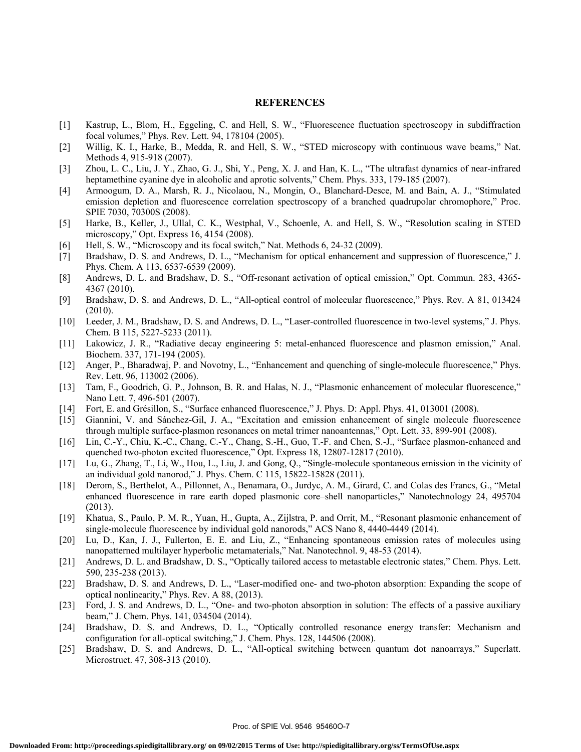## REFERENCES

[1] Kastrup, L., Blom, H., Eggeling, C. and Hell, S. W., "Fluorescence fluctuation spectroscopy in subdiffraction focal volumes," Phys. Rev. Lett. 94, 178104 (2005).

[2] Willig, K. I., Harke, B., Medda, R. and Hell, S. W., "STED microscopy with continuous wave beams," Nat. Methods 4, 915-918 (2007).

[3] Zhou, L. C., Liu, J. Y., Zhao, G. J., Shi, Y., Peng, X. J. and Han, K. L., "The ultrafast dynamics of near-infrared heptamethine cyanine dye in alcoholic and aprotic solvents," Chem. Phys. 333, 179-185 (2007).

[4] Armoogum, D. A., Marsh, R. J., Nicolaou, N., Mongin, O., Blanchard-Desce, M. and Bain, A. J., "Stimulated emission depletion and fluorescence correlation spectroscopy of a branched quadrupolar chromophore," Proc. SPIE 7030, 70300S (2008).

[5] Harke, B., Keller, J., Ullal, C. K., Westphal, V., Schoenle, A. and Hell, S. W., "Resolution scaling in STED microscopy," Opt. Express 16, 4154 (2008).

[6] Hell, S. W., "Microscopy and its focal switch," Nat. Methods 6, 24-32 (2009).

[7] Bradshaw, D. S. and Andrews, D. L., "Mechanism for optical enhancement and suppression of fluorescence," J. Phys. Chem. A 113, 6537-6539 (2009).

[8] Andrews, D. L. and Bradshaw, D. S., "Off-resonant activation of optical emission," Opt. Commun. 283, 4365-4367 (2010).

[9] Bradshaw, D. S. and Andrews, D. L., "All-optical control of molecular fluorescence," Phys. Rev. A 81, 013424 (2010).

[10] Leeder, J. M., Bradshaw, D. S. and Andrews, D. L., "Laser-controlled fluorescence in two-level systems," J. Phys. Chem. B 115, 5227-5233 (2011).

[11] Lakowicz, J. R., "Radiative decay engineering 5: metal-enhanced fluorescence and plasmon emission," Anal. Biochem. 337, 171-194 (2005).

[12] Anger, P., Bharadwaj, P. and Novotny, L., "Enhancement and quenching of single-molecule fluorescence," Phys. Rev. Lett. 96, 113002 (2006).

[13] Tam, F., Goodrich, G. P., Johnson, B. R. and Halas, N. J., "Plasmonic enhancement of molecular fluorescence," Nano Lett. 7, 496-501 (2007).

[14] Fort, E. and Grésillon, S., "Surface enhanced fluorescence," J. Phys. D: Appl. Phys. 41, 013001 (2008).

[15] Giannini, V. and Sánchez-Gil, J. A., "Excitation and emission enhancement of single molecule fluorescence through multiple surface-plasmon resonances on metal trimer nanoantennas," Opt. Lett. 33, 899-901 (2008).

[16] Lin, C.-Y., Chiu, K.-C., Chang, C.-Y., Chang, S.-H., Guo, T.-F. and Chen, S.-J., "Surface plasmon-enhanced and quenched two-photon excited fluorescence," Opt. Express 18, 12807-12817 (2010).

[17] Lu, G., Zhang, T., Li, W., Hou, L., Liu, J. and Gong, Q., "Single-molecule spontaneous emission in the vicinity of an individual gold nanorod," J. Phys. Chem. C 115, 15822-15828 (2011).

[18] Derom, S., Berthelot, A., Pillonnet, A., Benamara, O., Jurdyc, A. M., Girard, C. and Colas des Francs, G., "Metal enhanced fluorescence in rare earth doped plasmonic core–shell nanoparticles," Nanotechnology 24, 495704 (2013).

[19] Khatua, S., Paulo, P. M. R., Yuan, H., Gupta, A., Zijlstra, P. and Orrit, M., "Resonant plasmonic enhancement of single-molecule fluorescence by individual gold nanorods," ACS Nano 8, 4440-4449 (2014).

[20] Lu, D., Kan, J. J., Fullerton, E. E. and Liu, Z., "Enhancing spontaneous emission rates of molecules using nanopatterned multilayer hyperbolic metamaterials," Nat. Nanotechnol. 9, 48-53 (2014).

[21] Andrews, D. L. and Bradshaw, D. S., "Optically tailored access to metastable electronic states," Chem. Phys. Lett. 590, 235-238 (2013).

[22] Bradshaw, D. S. and Andrews, D. L., "Laser-modified one- and two-photon absorption: Expanding the scope of optical nonlinearity," Phys. Rev. A 88, (2013).

[23] Ford, J. S. and Andrews, D. L., "One- and two-photon absorption in solution: The effects of a passive auxiliary beam," J. Chem. Phys. 141, 034504 (2014).

[24] Bradshaw, D. S. and Andrews, D. L., "Optically controlled resonance energy transfer: Mechanism and configuration for all-optical switching," J. Chem. Phys. 128, 144506 (2008).

[25] Bradshaw, D. S. and Andrews, D. L., "All-optical switching between quantum dot nanoarrays," Superlatt. Microstruct. 47, 308-313 (2010).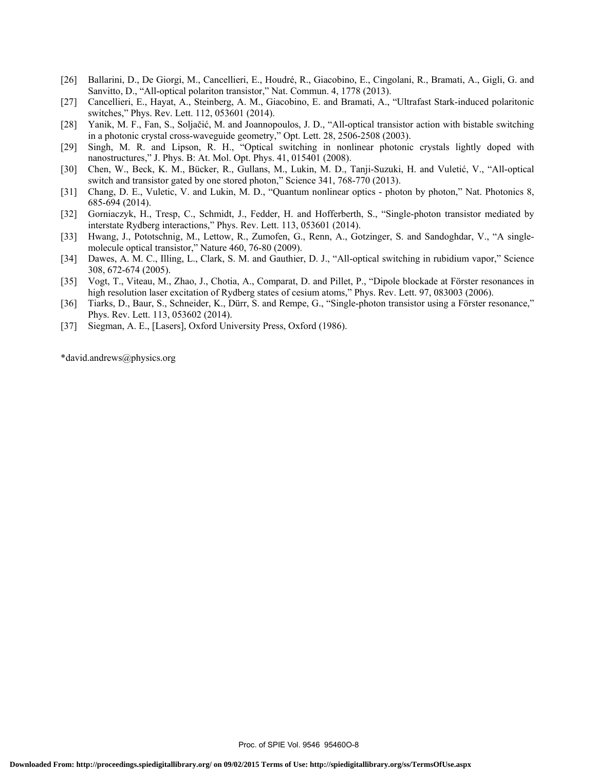[26] Ballarini, D., De Giorgi, M., Cancellieri, E., Houdré, R., Giacobino, E., Cingolani, R., Bramati, A., Gigli, G. and Sanvitto, D., "All-optical polariton transistor," Nat. Commun. 4, 1778 (2013).

[27] Cancellieri, E., Hayat, A., Steinberg, A. M., Giacobino, E. and Bramati, A., "Ultrafast Stark-induced polaritonic switches," Phys. Rev. Lett. 112, 053601 (2014).

[28] Yanik, M. F., Fan, S., Soljačić, M. and Joannopoulos, J. D., "All-optical transistor action with bistable switching in a photonic crystal cross-waveguide geometry," Opt. Lett. 28, 2506-2508 (2003).

[29] Singh, M. R. and Lipson, R. H., "Optical switching in nonlinear photonic crystals lightly doped with nanostructures," J. Phys. B: At. Mol. Opt. Phys. 41, 015401 (2008).

[30] Chen, W., Beck, K. M., Bücker, R., Gullans, M., Lukin, M. D., Tanji-Suzuki, H. and Vuletić, V., "All-optical switch and transistor gated by one stored photon," Science 341, 768-770 (2013).

[31] Chang, D. E., Vuletic, V. and Lukin, M. D., "Quantum nonlinear optics - photon by photon," Nat. Photonics 8, 685-694 (2014).

[32] Gorniaczyk, H., Tresp, C., Schmidt, J., Fedder, H. and Hofferberth, S., "Single-photon transistor mediated by interstate Rydberg interactions," Phys. Rev. Lett. 113, 053601 (2014).

[33] Hwang, J., Pototschnig, M., Lettow, R., Zumofen, G., Renn, A., Gotzinger, S. and Sandoghdar, V., "A single-molecule optical transistor," Nature 460, 76-80 (2009).

[34] Dawes, A. M. C., Illing, L., Clark, S. M. and Gauthier, D. J., "All-optical switching in rubidium vapor," Science 308, 672-674 (2005).

[35] Vogt, T., Viteau, M., Zhao, J., Chotia, A., Comparat, D. and Pillet, P., "Dipole blockade at Förster resonances in high resolution laser excitation of Rydberg states of cesium atoms," Phys. Rev. Lett. 97, 083003 (2006).

[36] Tiarks, D., Baur, S., Schneider, K., Dürr, S. and Rempe, G., "Single-photon transistor using a Förster resonance," Phys. Rev. Lett. 113, 053602 (2014).

[37] Siegman, A. E., [Lasers], Oxford University Press, Oxford (1986).

*david.andrews@physics.org